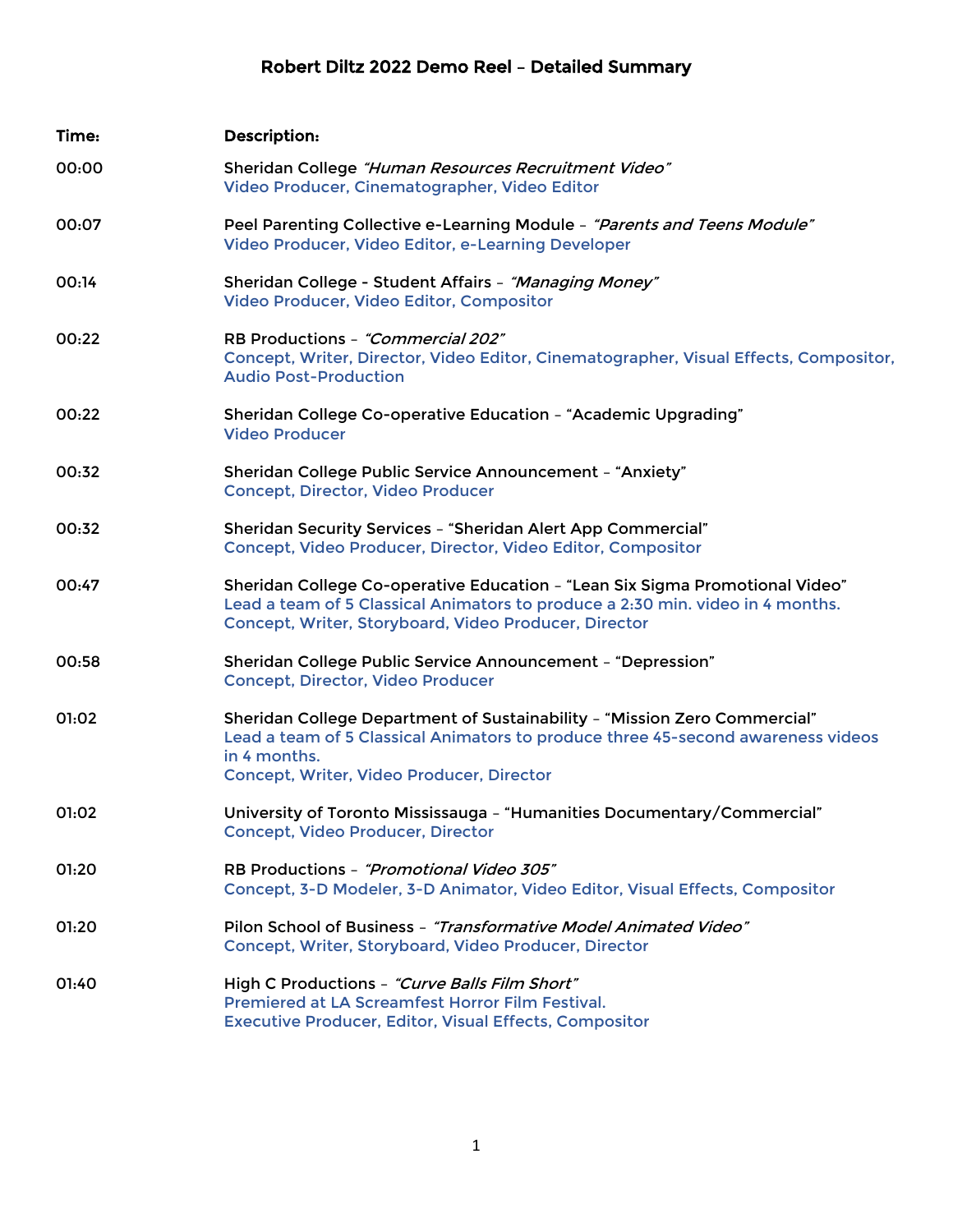# Robert Diltz 2022 Demo Reel – Detailed Summary

| Time: | Description: |
| --- | --- |
| 00:00 | Sheridan College *"Human Resources Recruitment Video"*<br>Video Producer, Cinematographer, Video Editor |
| 00:07 | Peel Parenting Collective e-Learning Module – *"Parents and Teens Module"*<br>Video Producer, Video Editor, e-Learning Developer |
| 00:14 | Sheridan College - Student Affairs – *"Managing Money"*<br>Video Producer, Video Editor, Compositor |
| 00:22 | RB Productions – *"Commercial 202"*<br>Concept, Writer, Director, Video Editor, Cinematographer, Visual Effects, Compositor, Audio Post-Production |
| 00:22 | Sheridan College Co-operative Education – "Academic Upgrading"<br>Video Producer |
| 00:32 | Sheridan College Public Service Announcement – "Anxiety"<br>Concept, Director, Video Producer |
| 00:32 | Sheridan Security Services – "Sheridan Alert App Commercial"<br>Concept, Video Producer, Director, Video Editor, Compositor |
| 00:47 | Sheridan College Co-operative Education – "Lean Six Sigma Promotional Video"<br>Lead a team of 5 Classical Animators to produce a 2:30 min. video in 4 months.<br>Concept, Writer, Storyboard, Video Producer, Director |
| 00:58 | Sheridan College Public Service Announcement – "Depression"<br>Concept, Director, Video Producer |
| 01:02 | Sheridan College Department of Sustainability – "Mission Zero Commercial"<br>Lead a team of 5 Classical Animators to produce three 45-second awareness videos in 4 months.<br>Concept, Writer, Video Producer, Director |
| 01:02 | University of Toronto Mississauga – "Humanities Documentary/Commercial"<br>Concept, Video Producer, Director |
| 01:20 | RB Productions – *"Promotional Video 305"*<br>Concept, 3-D Modeler, 3-D Animator, Video Editor, Visual Effects, Compositor |
| 01:20 | Pilon School of Business – *"Transformative Model Animated Video"*<br>Concept, Writer, Storyboard, Video Producer, Director |
| 01:40 | High C Productions – *"Curve Balls Film Short"*<br>Premiered at LA Screamfest Horror Film Festival.<br>Executive Producer, Editor, Visual Effects, Compositor |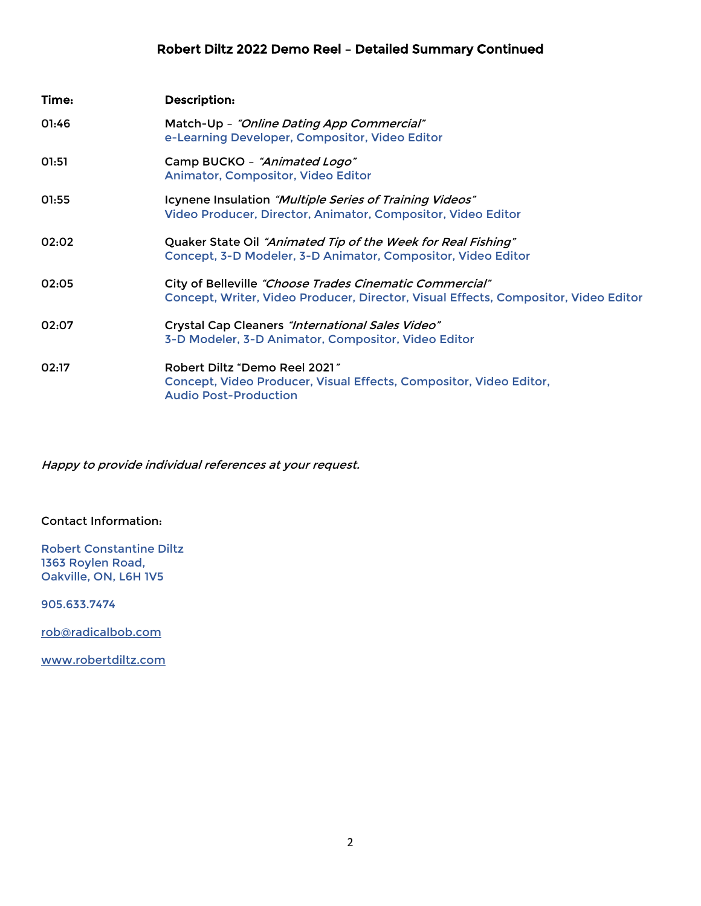## Robert Diltz 2022 Demo Reel – Detailed Summary Continued

| Time: | Description: |
| --- | --- |
| 01:46 | Match-Up – *"Online Dating App Commercial"*<br>e-Learning Developer, Compositor, Video Editor |
| 01:51 | Camp BUCKO – *"Animated Logo"*<br>Animator, Compositor, Video Editor |
| 01:55 | Icynene Insulation *"Multiple Series of Training Videos"*<br>Video Producer, Director, Animator, Compositor, Video Editor |
| 02:02 | Quaker State Oil *"Animated Tip of the Week for Real Fishing"*<br>Concept, 3-D Modeler, 3-D Animator, Compositor, Video Editor |
| 02:05 | City of Belleville *"Choose Trades Cinematic Commercial"*<br>Concept, Writer, Video Producer, Director, Visual Effects, Compositor, Video Editor |
| 02:07 | Crystal Cap Cleaners *"International Sales Video"*<br>3-D Modeler, 3-D Animator, Compositor, Video Editor |
| 02:17 | Robert Diltz "Demo Reel 2021"<br>Concept, Video Producer, Visual Effects, Compositor, Video Editor,<br>Audio Post-Production |

*Happy to provide individual references at your request.*

Contact Information:

Robert Constantine Diltz
1363 Roylen Road,
Oakville, ON, L6H 1V5

905.633.7474

rob@radicalbob.com

www.robertdiltz.com